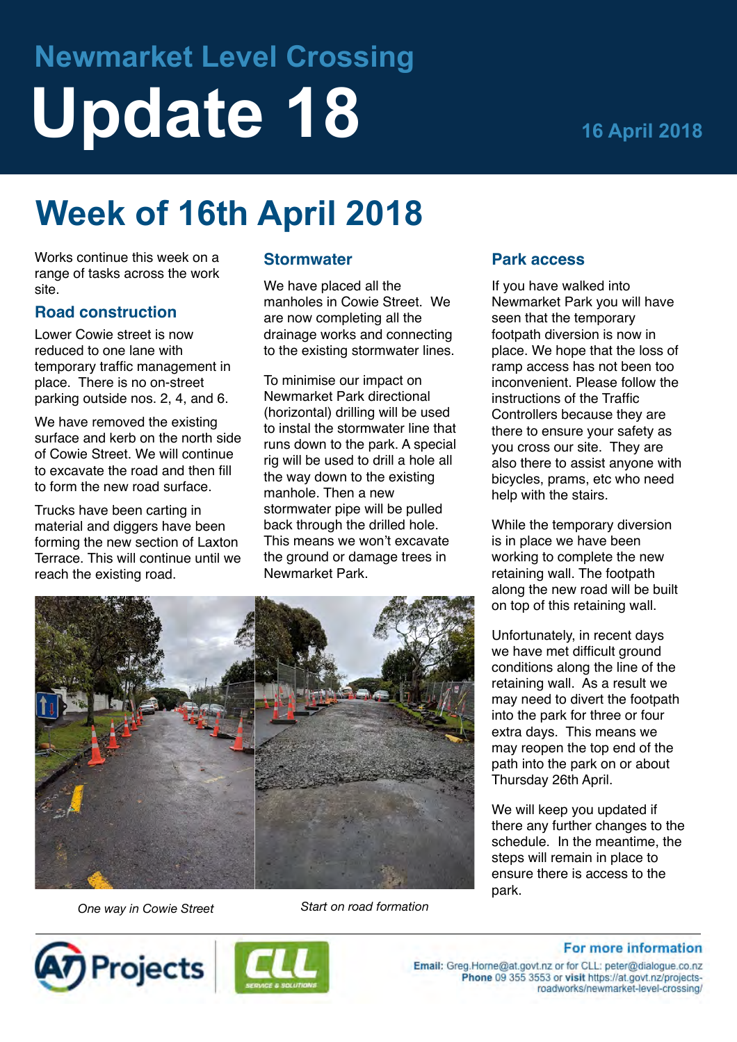# Newmarket Level Crossing

# Update 18

16 April 2018

## Week of 16th April 2018

Works continue this week on a range of tasks across the work site.

### Road construction

Lower Cowie street is now reduced to one lane with temporary traffic management in place. There is no on-street parking outside nos. 2, 4, and 6.

We have removed the existing surface and kerb on the north side of Cowie Street. We will continue to excavate the road and then fill to form the new road surface.

Trucks have been carting in material and diggers have been forming the new section of Laxton Terrace. This will continue until we reach the existing road.

### Stormwater

We have placed all the manholes in Cowie Street. We are now completing all the drainage works and connecting to the existing stormwater lines.

To minimise our impact on Newmarket Park directional (horizontal) drilling will be used to instal the stormwater line that runs down to the park. A special rig will be used to drill a hole all the way down to the existing manhole. Then a new stormwater pipe will be pulled back through the drilled hole. This means we won't excavate the ground or damage trees in Newmarket Park.

*One way in Cowie Street*

*Start on road formation*

### Park access

If you have walked into Newmarket Park you will have seen that the temporary footpath diversion is now in place. We hope that the loss of ramp access has not been too inconvenient. Please follow the instructions of the Traffic Controllers because they are there to ensure your safety as you cross our site. They are also there to assist anyone with bicycles, prams, etc who need help with the stairs.

While the temporary diversion is in place we have been working to complete the new retaining wall. The footpath along the new road will be built on top of this retaining wall.

Unfortunately, in recent days we have met difficult ground conditions along the line of the retaining wall. As a result we may need to divert the footpath into the park for three or four extra days. This means we may reopen the top end of the path into the park on or about Thursday 26th April.

We will keep you updated if there any further changes to the schedule. In the meantime, the steps will remain in place to ensure there is access to the park.

AT Projects | CLL Service & Solutions

**For more information**

**Email:** Greg.Horne@at.govt.nz or for CLL: peter@dialogue.co.nz
**Phone** 09 355 3553 or **visit** https://at.govt.nz/projects-roadworks/newmarket-level-crossing/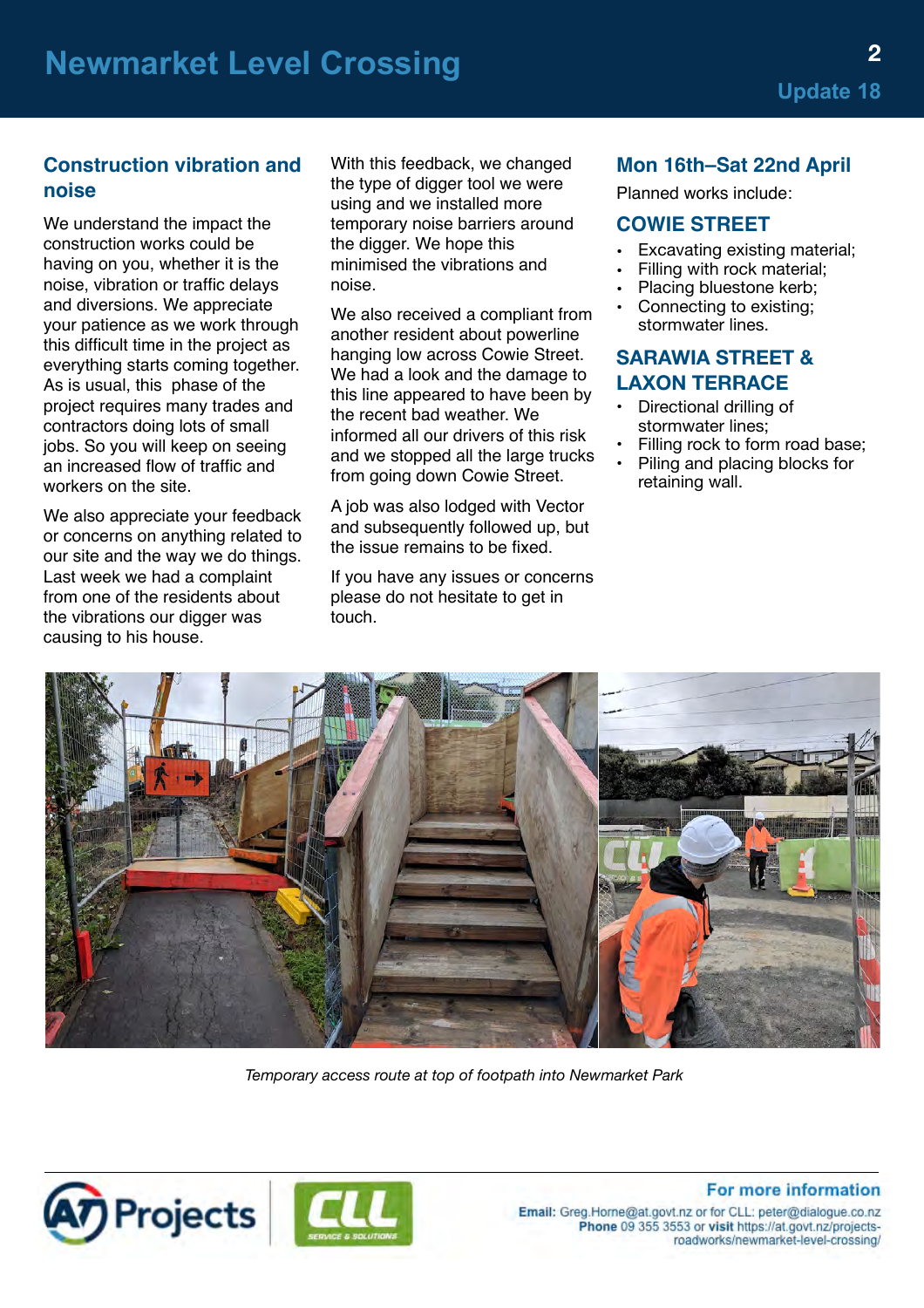## Construction vibration and noise

We understand the impact the construction works could be having on you, whether it is the noise, vibration or traffic delays and diversions. We appreciate your patience as we work through this difficult time in the project as everything starts coming together. As is usual, this phase of the project requires many trades and contractors doing lots of small jobs. So you will keep on seeing an increased flow of traffic and workers on the site.

We also appreciate your feedback or concerns on anything related to our site and the way we do things. Last week we had a complaint from one of the residents about the vibrations our digger was causing to his house.

With this feedback, we changed the type of digger tool we were using and we installed more temporary noise barriers around the digger. We hope this minimised the vibrations and noise.

We also received a compliant from another resident about powerline hanging low across Cowie Street. We had a look and the damage to this line appeared to have been by the recent bad weather. We informed all our drivers of this risk and we stopped all the large trucks from going down Cowie Street.

A job was also lodged with Vector and subsequently followed up, but the issue remains to be fixed.

If you have any issues or concerns please do not hesitate to get in touch.

## Mon 16th–Sat 22nd April

Planned works include:

### COWIE STREET

- Excavating existing material;
- Filling with rock material;
- Placing bluestone kerb;
- Connecting to existing; stormwater lines.

### SARAWIA STREET & LAXON TERRACE

- Directional drilling of stormwater lines;
- Filling rock to form road base;
- Piling and placing blocks for retaining wall.

*Temporary access route at top of footpath into Newmarket Park*

**For more information**

**Email:** Greg.Horne@at.govt.nz or for CLL: peter@dialogue.co.nz
**Phone** 09 355 3553 or **visit** https://at.govt.nz/projects-roadworks/newmarket-level-crossing/